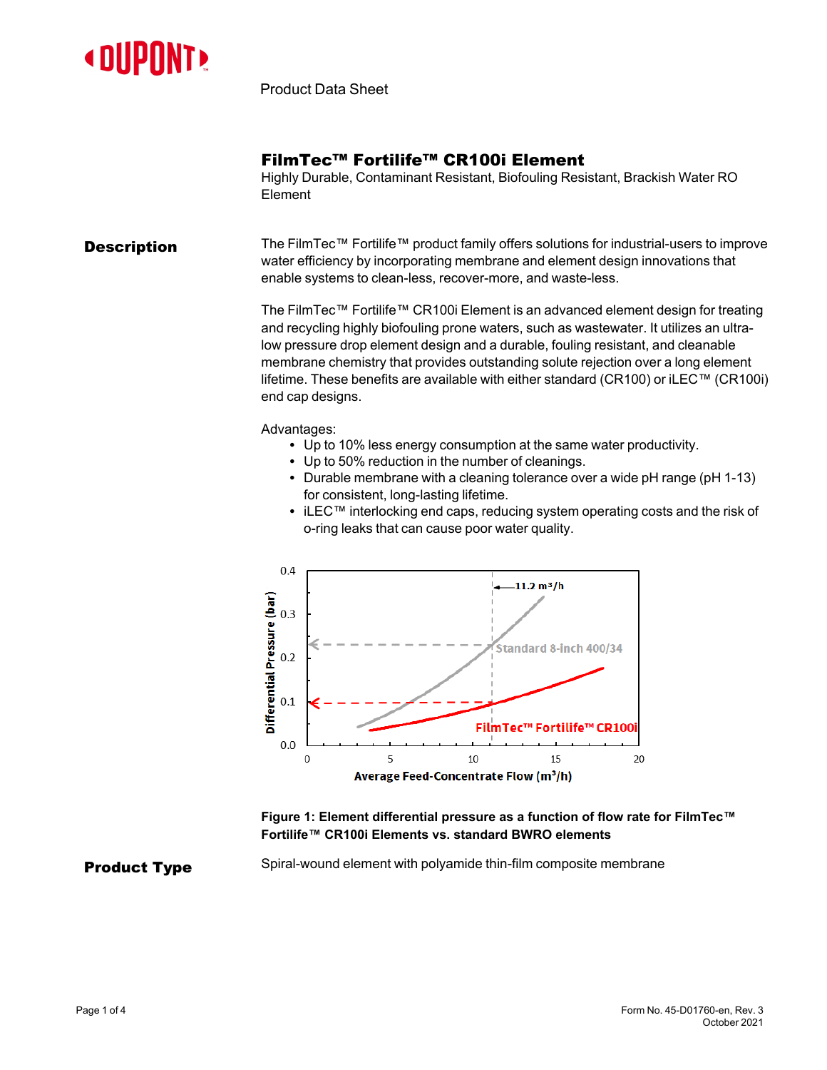Product Data Sheet

# FilmTec™ Fortilife™ CR100i Element

Highly Durable, Contaminant Resistant, Biofouling Resistant, Brackish Water RO Element

## Description

The FilmTec™ Fortilife™ product family offers solutions for industrial-users to improve water efficiency by incorporating membrane and element design innovations that enable systems to clean-less, recover-more, and waste-less.

The FilmTec™ Fortilife™ CR100i Element is an advanced element design for treating and recycling highly biofouling prone waters, such as wastewater. It utilizes an ultra-low pressure drop element design and a durable, fouling resistant, and cleanable membrane chemistry that provides outstanding solute rejection over a long element lifetime. These benefits are available with either standard (CR100) or iLEC™ (CR100i) end cap designs.

Advantages:

- Up to 10% less energy consumption at the same water productivity.
- Up to 50% reduction in the number of cleanings.
- Durable membrane with a cleaning tolerance over a wide pH range (pH 1-13) for consistent, long-lasting lifetime.
- iLEC™ interlocking end caps, reducing system operating costs and the risk of o-ring leaks that can cause poor water quality.

**Figure 1: Element differential pressure as a function of flow rate for FilmTec™ Fortilife™ CR100i Elements vs. standard BWRO elements**

## Product Type

Spiral-wound element with polyamide thin-film composite membrane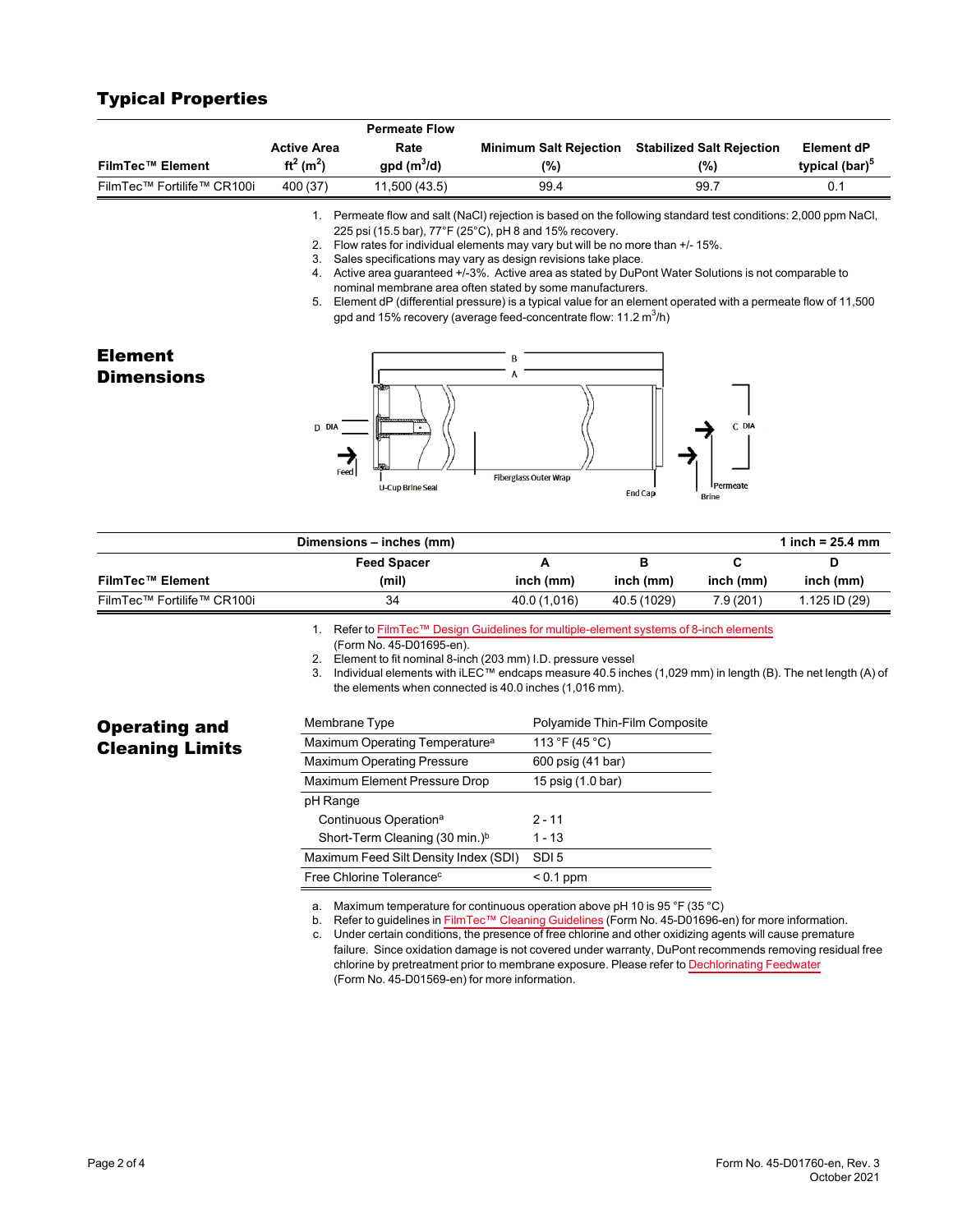## Typical Properties

| FilmTec™ Element | Active Area ft² (m²) | Permeate Flow Rate gpd (m³/d) | Minimum Salt Rejection (%) | Stabilized Salt Rejection (%) | Element dP typical (bar)[5] |
|---|---|---|---|---|---|
| FilmTec™ Fortilife™ CR100i | 400 (37) | 11,500 (43.5) | 99.4 | 99.7 | 0.1 |

1. Permeate flow and salt (NaCl) rejection is based on the following standard test conditions: 2,000 ppm NaCl, 225 psi (15.5 bar), 77°F (25°C), pH 8 and 15% recovery.
2. Flow rates for individual elements may vary but will be no more than +/- 15%.
3. Sales specifications may vary as design revisions take place.
4. Active area guaranteed +/-3%. Active area as stated by DuPont Water Solutions is not comparable to nominal membrane area often stated by some manufacturers.
5. Element dP (differential pressure) is a typical value for an element operated with a permeate flow of 11,500 gpd and 15% recovery (average feed-concentrate flow: 11.2 $m^3$/h)

## Element Dimensions

| FilmTec™ Element | Feed Spacer (mil) | A inch (mm) | B inch (mm) | C inch (mm) | D inch (mm) |
|---|---|---|---|---|---|
| FilmTec™ Fortilife™ CR100i | 34 | 40.0 (1,016) | 40.5 (1029) | 7.9 (201) | 1.125 ID (29) |

Dimensions – inches (mm); 1 inch = 25.4 mm

1. Refer to FilmTec™ Design Guidelines for multiple-element systems of 8-inch elements (Form No. 45-D01695-en).
2. Element to fit nominal 8-inch (203 mm) I.D. pressure vessel
3. Individual elements with iLEC™ endcaps measure 40.5 inches (1,029 mm) in length (B). The net length (A) of the elements when connected is 40.0 inches (1,016 mm).

## Operating and Cleaning Limits

| | |
|---|---|
| Membrane Type | Polyamide Thin-Film Composite |
| Maximum Operating Temperature[a] | 113 °F (45 °C) |
| Maximum Operating Pressure | 600 psig (41 bar) |
| Maximum Element Pressure Drop | 15 psig (1.0 bar) |
| pH Range | |
| Continuous Operation[a] | 2 - 11 |
| Short-Term Cleaning (30 min.)[b] | 1 - 13 |
| Maximum Feed Silt Density Index (SDI) | SDI 5 |
| Free Chlorine Tolerance[c] | < 0.1 ppm |

a. Maximum temperature for continuous operation above pH 10 is 95 °F (35 °C)
b. Refer to guidelines in FilmTec™ Cleaning Guidelines (Form No. 45-D01696-en) for more information.
c. Under certain conditions, the presence of free chlorine and other oxidizing agents will cause premature failure. Since oxidation damage is not covered under warranty, DuPont recommends removing residual free chlorine by pretreatment prior to membrane exposure. Please refer to Dechlorinating Feedwater (Form No. 45-D01569-en) for more information.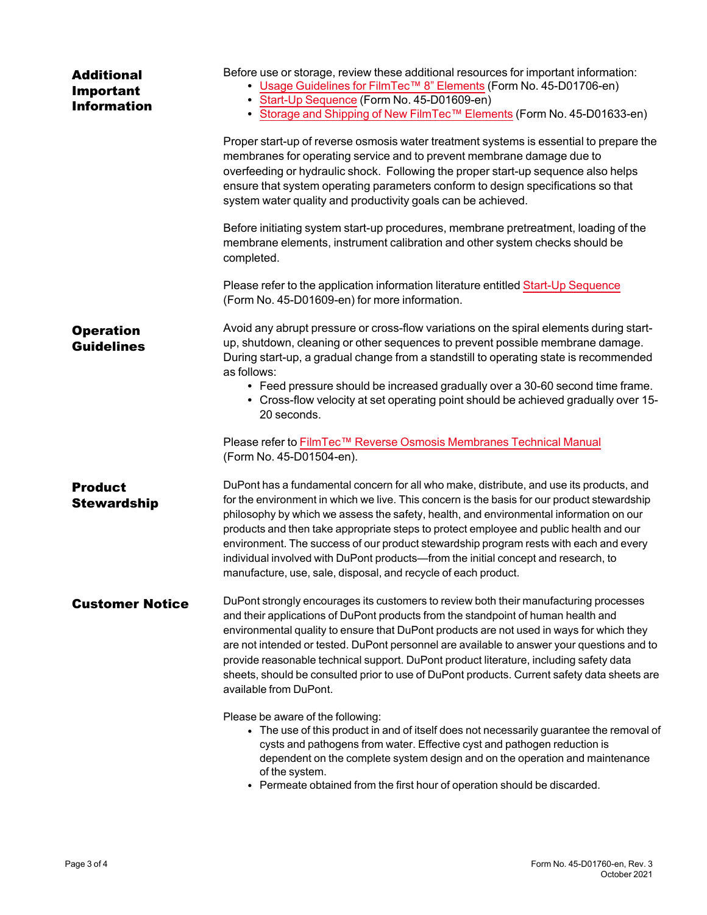## Additional Important Information

Before use or storage, review these additional resources for important information:

- Usage Guidelines for FilmTec™ 8" Elements (Form No. 45-D01706-en)
- Start-Up Sequence (Form No. 45-D01609-en)
- Storage and Shipping of New FilmTec™ Elements (Form No. 45-D01633-en)

Proper start-up of reverse osmosis water treatment systems is essential to prepare the membranes for operating service and to prevent membrane damage due to overfeeding or hydraulic shock. Following the proper start-up sequence also helps ensure that system operating parameters conform to design specifications so that system water quality and productivity goals can be achieved.

Before initiating system start-up procedures, membrane pretreatment, loading of the membrane elements, instrument calibration and other system checks should be completed.

Please refer to the application information literature entitled Start-Up Sequence (Form No. 45-D01609-en) for more information.

## Operation Guidelines

Avoid any abrupt pressure or cross-flow variations on the spiral elements during start-up, shutdown, cleaning or other sequences to prevent possible membrane damage. During start-up, a gradual change from a standstill to operating state is recommended as follows:

- Feed pressure should be increased gradually over a 30-60 second time frame.
- Cross-flow velocity at set operating point should be achieved gradually over 15-20 seconds.

Please refer to FilmTec™ Reverse Osmosis Membranes Technical Manual (Form No. 45-D01504-en).

## Product Stewardship

DuPont has a fundamental concern for all who make, distribute, and use its products, and for the environment in which we live. This concern is the basis for our product stewardship philosophy by which we assess the safety, health, and environmental information on our products and then take appropriate steps to protect employee and public health and our environment. The success of our product stewardship program rests with each and every individual involved with DuPont products—from the initial concept and research, to manufacture, use, sale, disposal, and recycle of each product.

## Customer Notice

DuPont strongly encourages its customers to review both their manufacturing processes and their applications of DuPont products from the standpoint of human health and environmental quality to ensure that DuPont products are not used in ways for which they are not intended or tested. DuPont personnel are available to answer your questions and to provide reasonable technical support. DuPont product literature, including safety data sheets, should be consulted prior to use of DuPont products. Current safety data sheets are available from DuPont.

Please be aware of the following:

- The use of this product in and of itself does not necessarily guarantee the removal of cysts and pathogens from water. Effective cyst and pathogen reduction is dependent on the complete system design and on the operation and maintenance of the system.
- Permeate obtained from the first hour of operation should be discarded.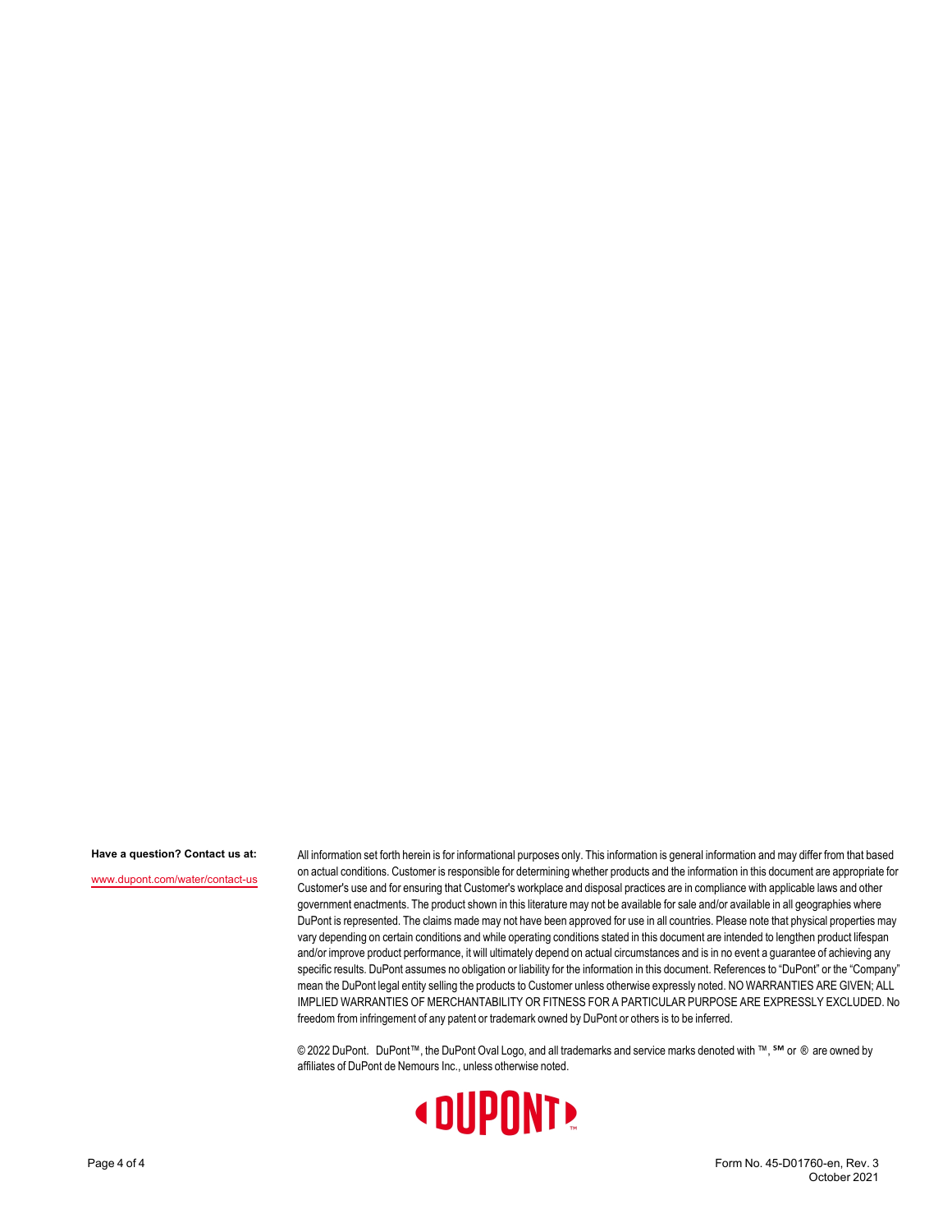**Have a question? Contact us at:**

www.dupont.com/water/contact-us

All information set forth herein is for informational purposes only. This information is general information and may differ from that based on actual conditions. Customer is responsible for determining whether products and the information in this document are appropriate for Customer's use and for ensuring that Customer's workplace and disposal practices are in compliance with applicable laws and other government enactments. The product shown in this literature may not be available for sale and/or available in all geographies where DuPont is represented. The claims made may not have been approved for use in all countries. Please note that physical properties may vary depending on certain conditions and while operating conditions stated in this document are intended to lengthen product lifespan and/or improve product performance, it will ultimately depend on actual circumstances and is in no event a guarantee of achieving any specific results. DuPont assumes no obligation or liability for the information in this document. References to "DuPont" or the "Company" mean the DuPont legal entity selling the products to Customer unless otherwise expressly noted. NO WARRANTIES ARE GIVEN; ALL IMPLIED WARRANTIES OF MERCHANTABILITY OR FITNESS FOR A PARTICULAR PURPOSE ARE EXPRESSLY EXCLUDED. No freedom from infringement of any patent or trademark owned by DuPont or others is to be inferred.

© 2022 DuPont. DuPont™, the DuPont Oval Logo, and all trademarks and service marks denoted with ™, ℠ or ® are owned by affiliates of DuPont de Nemours Inc., unless otherwise noted.

Form No. 45-D01760-en, Rev. 3
October 2021